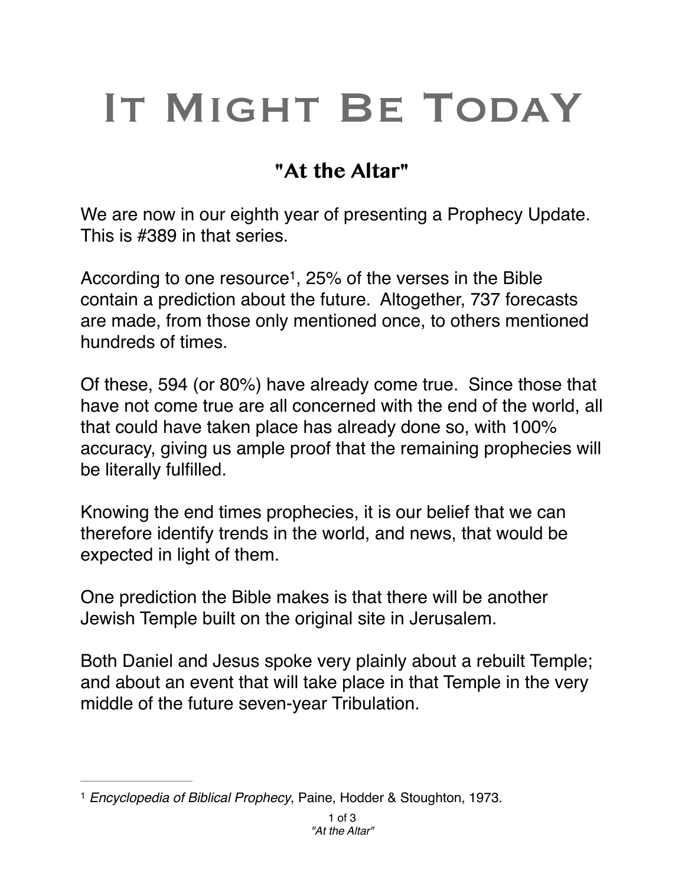# It Might Be TodaY

## "At the Altar"

We are now in our eighth year of presenting a Prophecy Update. This is #389 in that series.

According to one resource[1], 25% of the verses in the Bible contain a prediction about the future. Altogether, 737 forecasts are made, from those only mentioned once, to others mentioned hundreds of times.

Of these, 594 (or 80%) have already come true. Since those that have not come true are all concerned with the end of the world, all that could have taken place has already done so, with 100% accuracy, giving us ample proof that the remaining prophecies will be literally fulfilled.

Knowing the end times prophecies, it is our belief that we can therefore identify trends in the world, and news, that would be expected in light of them.

One prediction the Bible makes is that there will be another Jewish Temple built on the original site in Jerusalem.

Both Daniel and Jesus spoke very plainly about a rebuilt Temple; and about an event that will take place in that Temple in the very middle of the future seven-year Tribulation.

---

[1] *Encyclopedia of Biblical Prophecy*, Paine, Hodder & Stoughton, 1973.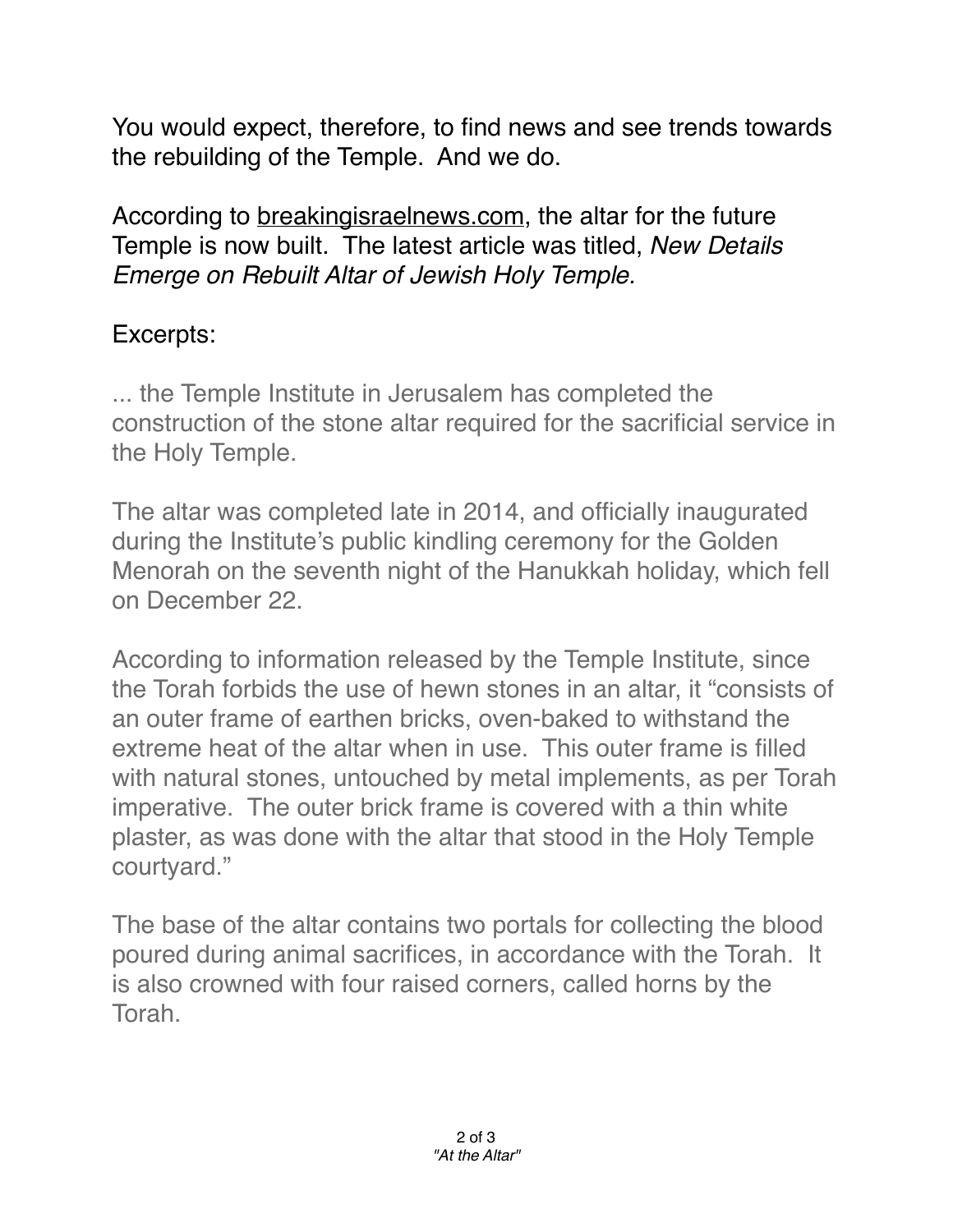You would expect, therefore, to find news and see trends towards the rebuilding of the Temple. And we do.

According to breakingisraelnews.com, the altar for the future Temple is now built. The latest article was titled, *New Details Emerge on Rebuilt Altar of Jewish Holy Temple.*

Excerpts:

... the Temple Institute in Jerusalem has completed the construction of the stone altar required for the sacrificial service in the Holy Temple.

The altar was completed late in 2014, and officially inaugurated during the Institute's public kindling ceremony for the Golden Menorah on the seventh night of the Hanukkah holiday, which fell on December 22.

According to information released by the Temple Institute, since the Torah forbids the use of hewn stones in an altar, it "consists of an outer frame of earthen bricks, oven-baked to withstand the extreme heat of the altar when in use. This outer frame is filled with natural stones, untouched by metal implements, as per Torah imperative. The outer brick frame is covered with a thin white plaster, as was done with the altar that stood in the Holy Temple courtyard."

The base of the altar contains two portals for collecting the blood poured during animal sacrifices, in accordance with the Torah. It is also crowned with four raised corners, called horns by the Torah.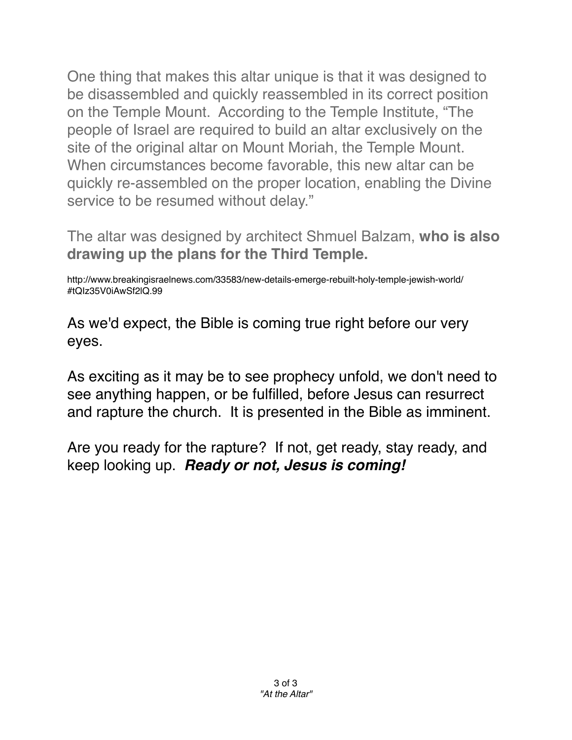One thing that makes this altar unique is that it was designed to be disassembled and quickly reassembled in its correct position on the Temple Mount. According to the Temple Institute, "The people of Israel are required to build an altar exclusively on the site of the original altar on Mount Moriah, the Temple Mount. When circumstances become favorable, this new altar can be quickly re-assembled on the proper location, enabling the Divine service to be resumed without delay."

The altar was designed by architect Shmuel Balzam, **who is also drawing up the plans for the Third Temple.**

http://www.breakingisraelnews.com/33583/new-details-emerge-rebuilt-holy-temple-jewish-world/#tQIz35V0iAwSf2lQ.99

As we'd expect, the Bible is coming true right before our very eyes.

As exciting as it may be to see prophecy unfold, we don't need to see anything happen, or be fulfilled, before Jesus can resurrect and rapture the church. It is presented in the Bible as imminent.

Are you ready for the rapture? If not, get ready, stay ready, and keep looking up. ***Ready or not, Jesus is coming!***